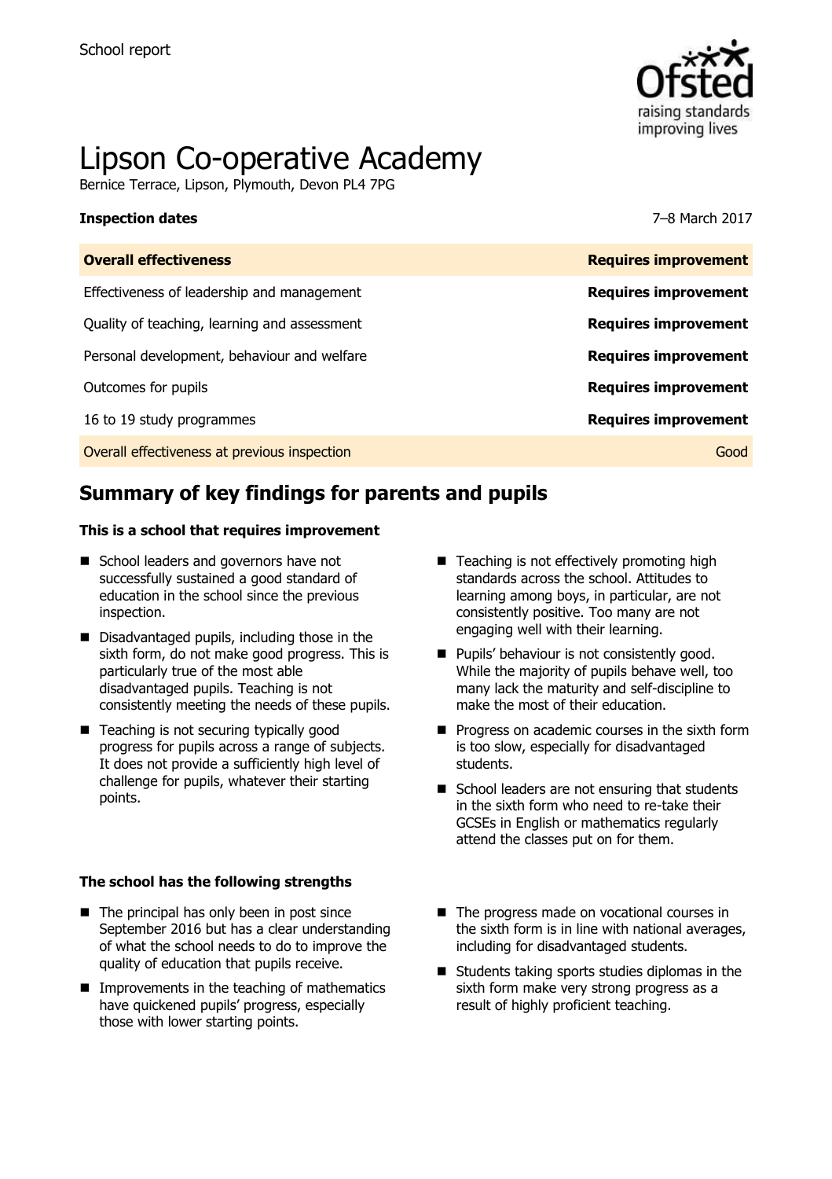School report

# Lipson Co-operative Academy

Bernice Terrace, Lipson, Plymouth, Devon PL4 7PG

**Inspection dates** 7–8 March 2017

| **Overall effectiveness** | **Requires improvement** |
|---|---|
| Effectiveness of leadership and management | **Requires improvement** |
| Quality of teaching, learning and assessment | **Requires improvement** |
| Personal development, behaviour and welfare | **Requires improvement** |
| Outcomes for pupils | **Requires improvement** |
| 16 to 19 study programmes | **Requires improvement** |
| Overall effectiveness at previous inspection | Good |

## Summary of key findings for parents and pupils

**This is a school that requires improvement**

- School leaders and governors have not successfully sustained a good standard of education in the school since the previous inspection.
- Disadvantaged pupils, including those in the sixth form, do not make good progress. This is particularly true of the most able disadvantaged pupils. Teaching is not consistently meeting the needs of these pupils.
- Teaching is not securing typically good progress for pupils across a range of subjects. It does not provide a sufficiently high level of challenge for pupils, whatever their starting points.
- Teaching is not effectively promoting high standards across the school. Attitudes to learning among boys, in particular, are not consistently positive. Too many are not engaging well with their learning.
- Pupils' behaviour is not consistently good. While the majority of pupils behave well, too many lack the maturity and self-discipline to make the most of their education.
- Progress on academic courses in the sixth form is too slow, especially for disadvantaged students.
- School leaders are not ensuring that students in the sixth form who need to re-take their GCSEs in English or mathematics regularly attend the classes put on for them.

**The school has the following strengths**

- The principal has only been in post since September 2016 but has a clear understanding of what the school needs to do to improve the quality of education that pupils receive.
- Improvements in the teaching of mathematics have quickened pupils' progress, especially those with lower starting points.
- The progress made on vocational courses in the sixth form is in line with national averages, including for disadvantaged students.
- Students taking sports studies diplomas in the sixth form make very strong progress as a result of highly proficient teaching.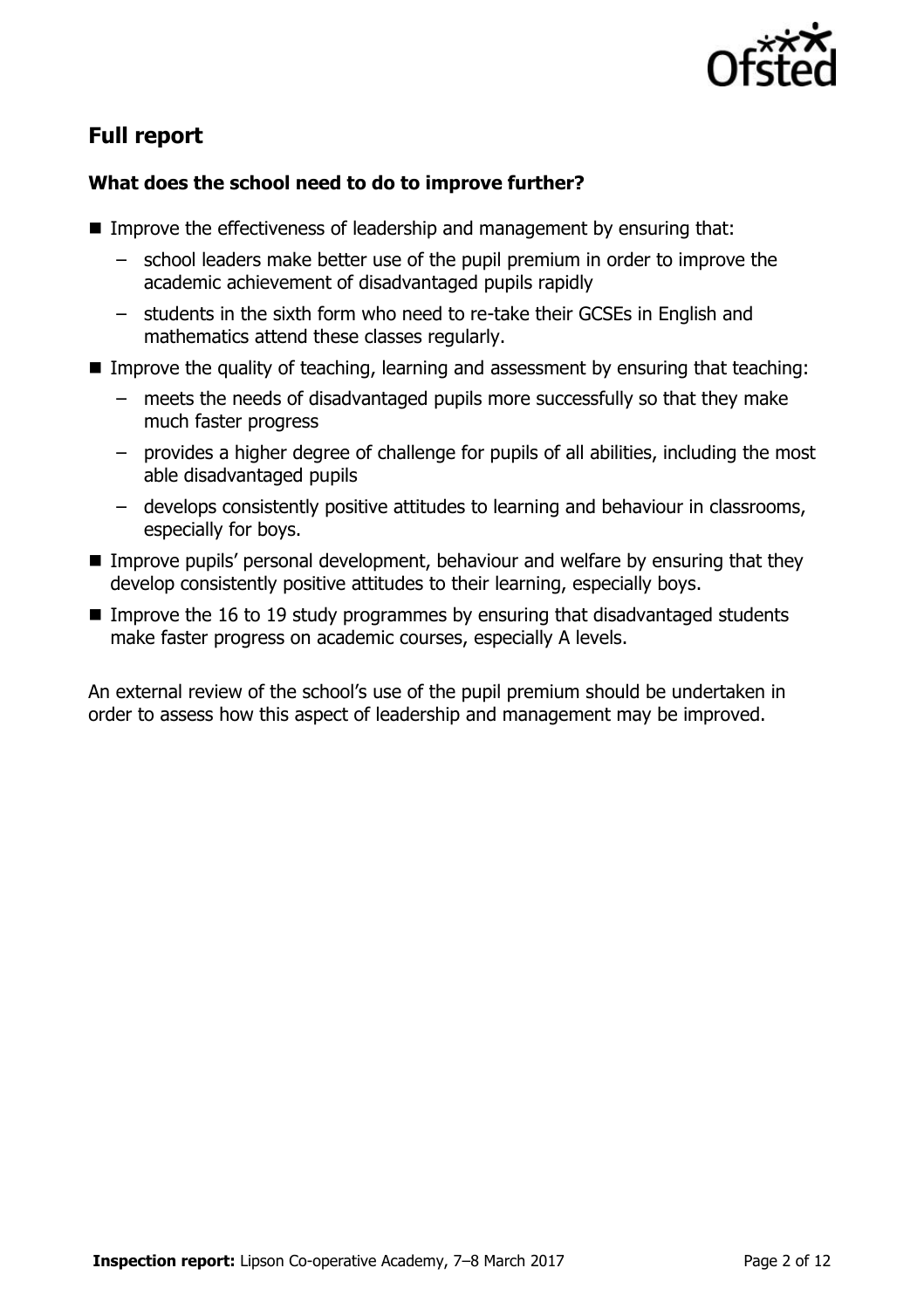## Full report

### What does the school need to do to improve further?

- Improve the effectiveness of leadership and management by ensuring that:
  - school leaders make better use of the pupil premium in order to improve the academic achievement of disadvantaged pupils rapidly
  - students in the sixth form who need to re-take their GCSEs in English and mathematics attend these classes regularly.
- Improve the quality of teaching, learning and assessment by ensuring that teaching:
  - meets the needs of disadvantaged pupils more successfully so that they make much faster progress
  - provides a higher degree of challenge for pupils of all abilities, including the most able disadvantaged pupils
  - develops consistently positive attitudes to learning and behaviour in classrooms, especially for boys.
- Improve pupils' personal development, behaviour and welfare by ensuring that they develop consistently positive attitudes to their learning, especially boys.
- Improve the 16 to 19 study programmes by ensuring that disadvantaged students make faster progress on academic courses, especially A levels.

An external review of the school's use of the pupil premium should be undertaken in order to assess how this aspect of leadership and management may be improved.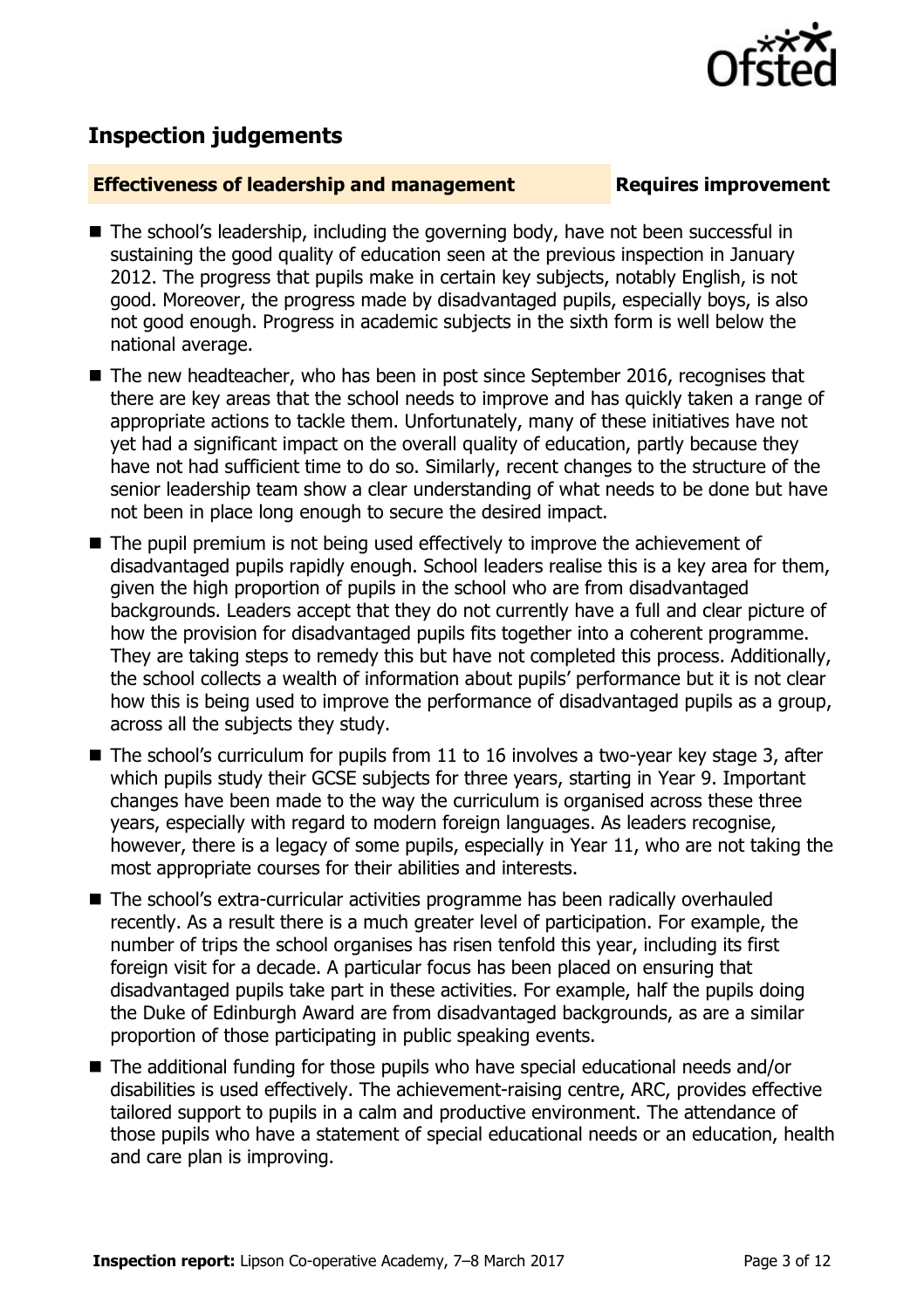## Inspection judgements

**Effectiveness of leadership and management** **Requires improvement**

- The school's leadership, including the governing body, have not been successful in sustaining the good quality of education seen at the previous inspection in January 2012. The progress that pupils make in certain key subjects, notably English, is not good. Moreover, the progress made by disadvantaged pupils, especially boys, is also not good enough. Progress in academic subjects in the sixth form is well below the national average.
- The new headteacher, who has been in post since September 2016, recognises that there are key areas that the school needs to improve and has quickly taken a range of appropriate actions to tackle them. Unfortunately, many of these initiatives have not yet had a significant impact on the overall quality of education, partly because they have not had sufficient time to do so. Similarly, recent changes to the structure of the senior leadership team show a clear understanding of what needs to be done but have not been in place long enough to secure the desired impact.
- The pupil premium is not being used effectively to improve the achievement of disadvantaged pupils rapidly enough. School leaders realise this is a key area for them, given the high proportion of pupils in the school who are from disadvantaged backgrounds. Leaders accept that they do not currently have a full and clear picture of how the provision for disadvantaged pupils fits together into a coherent programme. They are taking steps to remedy this but have not completed this process. Additionally, the school collects a wealth of information about pupils' performance but it is not clear how this is being used to improve the performance of disadvantaged pupils as a group, across all the subjects they study.
- The school's curriculum for pupils from 11 to 16 involves a two-year key stage 3, after which pupils study their GCSE subjects for three years, starting in Year 9. Important changes have been made to the way the curriculum is organised across these three years, especially with regard to modern foreign languages. As leaders recognise, however, there is a legacy of some pupils, especially in Year 11, who are not taking the most appropriate courses for their abilities and interests.
- The school's extra-curricular activities programme has been radically overhauled recently. As a result there is a much greater level of participation. For example, the number of trips the school organises has risen tenfold this year, including its first foreign visit for a decade. A particular focus has been placed on ensuring that disadvantaged pupils take part in these activities. For example, half the pupils doing the Duke of Edinburgh Award are from disadvantaged backgrounds, as are a similar proportion of those participating in public speaking events.
- The additional funding for those pupils who have special educational needs and/or disabilities is used effectively. The achievement-raising centre, ARC, provides effective tailored support to pupils in a calm and productive environment. The attendance of those pupils who have a statement of special educational needs or an education, health and care plan is improving.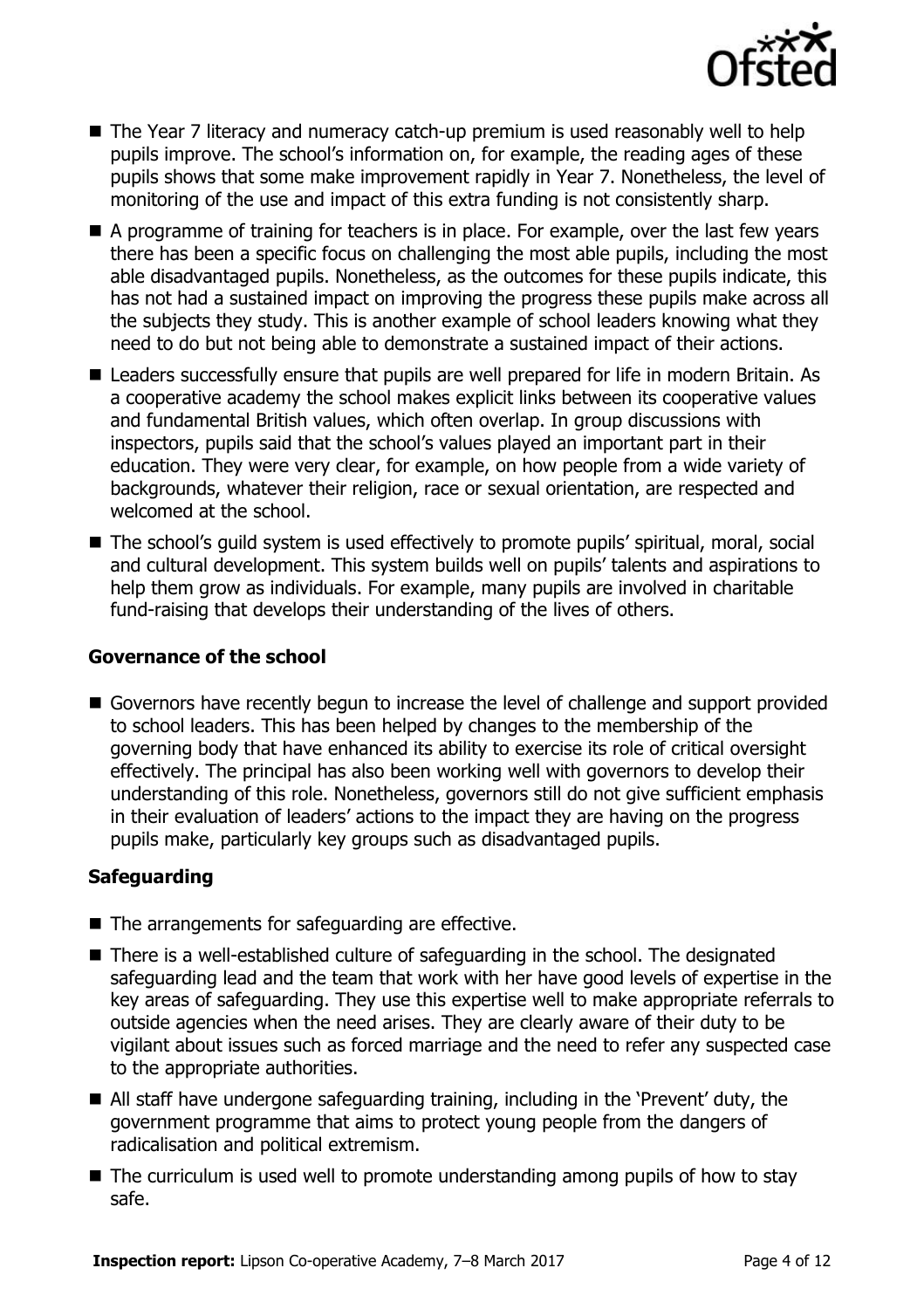- The Year 7 literacy and numeracy catch-up premium is used reasonably well to help pupils improve. The school's information on, for example, the reading ages of these pupils shows that some make improvement rapidly in Year 7. Nonetheless, the level of monitoring of the use and impact of this extra funding is not consistently sharp.
- A programme of training for teachers is in place. For example, over the last few years there has been a specific focus on challenging the most able pupils, including the most able disadvantaged pupils. Nonetheless, as the outcomes for these pupils indicate, this has not had a sustained impact on improving the progress these pupils make across all the subjects they study. This is another example of school leaders knowing what they need to do but not being able to demonstrate a sustained impact of their actions.
- Leaders successfully ensure that pupils are well prepared for life in modern Britain. As a cooperative academy the school makes explicit links between its cooperative values and fundamental British values, which often overlap. In group discussions with inspectors, pupils said that the school's values played an important part in their education. They were very clear, for example, on how people from a wide variety of backgrounds, whatever their religion, race or sexual orientation, are respected and welcomed at the school.
- The school's guild system is used effectively to promote pupils' spiritual, moral, social and cultural development. This system builds well on pupils' talents and aspirations to help them grow as individuals. For example, many pupils are involved in charitable fund-raising that develops their understanding of the lives of others.

### Governance of the school

- Governors have recently begun to increase the level of challenge and support provided to school leaders. This has been helped by changes to the membership of the governing body that have enhanced its ability to exercise its role of critical oversight effectively. The principal has also been working well with governors to develop their understanding of this role. Nonetheless, governors still do not give sufficient emphasis in their evaluation of leaders' actions to the impact they are having on the progress pupils make, particularly key groups such as disadvantaged pupils.

### Safeguarding

- The arrangements for safeguarding are effective.
- There is a well-established culture of safeguarding in the school. The designated safeguarding lead and the team that work with her have good levels of expertise in the key areas of safeguarding. They use this expertise well to make appropriate referrals to outside agencies when the need arises. They are clearly aware of their duty to be vigilant about issues such as forced marriage and the need to refer any suspected case to the appropriate authorities.
- All staff have undergone safeguarding training, including in the 'Prevent' duty, the government programme that aims to protect young people from the dangers of radicalisation and political extremism.
- The curriculum is used well to promote understanding among pupils of how to stay safe.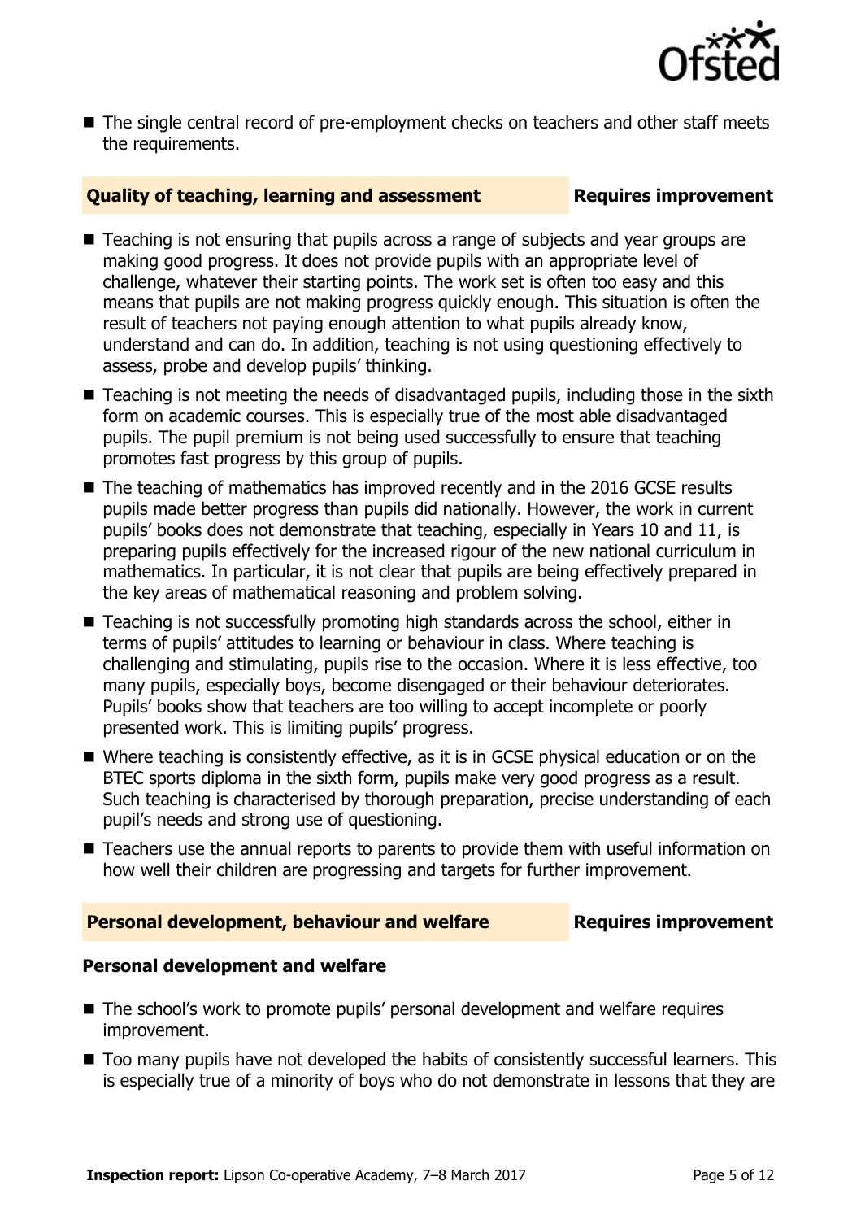- The single central record of pre-employment checks on teachers and other staff meets the requirements.

## Quality of teaching, learning and assessment — Requires improvement

- Teaching is not ensuring that pupils across a range of subjects and year groups are making good progress. It does not provide pupils with an appropriate level of challenge, whatever their starting points. The work set is often too easy and this means that pupils are not making progress quickly enough. This situation is often the result of teachers not paying enough attention to what pupils already know, understand and can do. In addition, teaching is not using questioning effectively to assess, probe and develop pupils' thinking.
- Teaching is not meeting the needs of disadvantaged pupils, including those in the sixth form on academic courses. This is especially true of the most able disadvantaged pupils. The pupil premium is not being used successfully to ensure that teaching promotes fast progress by this group of pupils.
- The teaching of mathematics has improved recently and in the 2016 GCSE results pupils made better progress than pupils did nationally. However, the work in current pupils' books does not demonstrate that teaching, especially in Years 10 and 11, is preparing pupils effectively for the increased rigour of the new national curriculum in mathematics. In particular, it is not clear that pupils are being effectively prepared in the key areas of mathematical reasoning and problem solving.
- Teaching is not successfully promoting high standards across the school, either in terms of pupils' attitudes to learning or behaviour in class. Where teaching is challenging and stimulating, pupils rise to the occasion. Where it is less effective, too many pupils, especially boys, become disengaged or their behaviour deteriorates. Pupils' books show that teachers are too willing to accept incomplete or poorly presented work. This is limiting pupils' progress.
- Where teaching is consistently effective, as it is in GCSE physical education or on the BTEC sports diploma in the sixth form, pupils make very good progress as a result. Such teaching is characterised by thorough preparation, precise understanding of each pupil's needs and strong use of questioning.
- Teachers use the annual reports to parents to provide them with useful information on how well their children are progressing and targets for further improvement.

## Personal development, behaviour and welfare — Requires improvement

### Personal development and welfare

- The school's work to promote pupils' personal development and welfare requires improvement.
- Too many pupils have not developed the habits of consistently successful learners. This is especially true of a minority of boys who do not demonstrate in lessons that they are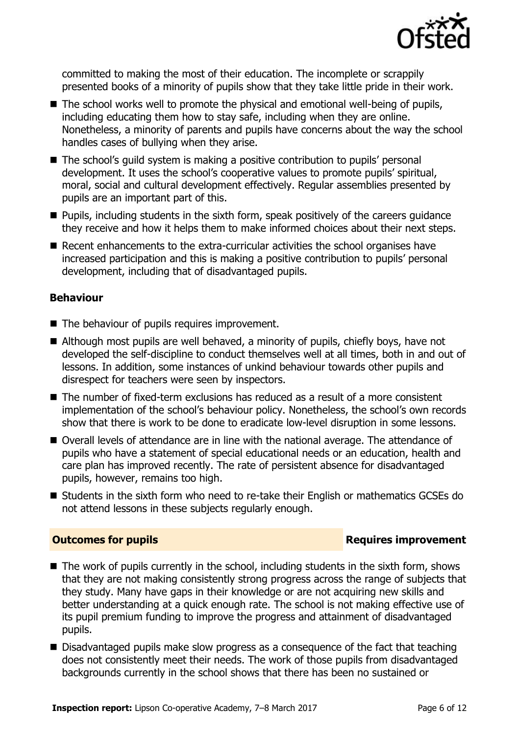committed to making the most of their education. The incomplete or scrappily presented books of a minority of pupils show that they take little pride in their work.

- The school works well to promote the physical and emotional well-being of pupils, including educating them how to stay safe, including when they are online. Nonetheless, a minority of parents and pupils have concerns about the way the school handles cases of bullying when they arise.
- The school's guild system is making a positive contribution to pupils' personal development. It uses the school's cooperative values to promote pupils' spiritual, moral, social and cultural development effectively. Regular assemblies presented by pupils are an important part of this.
- Pupils, including students in the sixth form, speak positively of the careers guidance they receive and how it helps them to make informed choices about their next steps.
- Recent enhancements to the extra-curricular activities the school organises have increased participation and this is making a positive contribution to pupils' personal development, including that of disadvantaged pupils.

### Behaviour

- The behaviour of pupils requires improvement.
- Although most pupils are well behaved, a minority of pupils, chiefly boys, have not developed the self-discipline to conduct themselves well at all times, both in and out of lessons. In addition, some instances of unkind behaviour towards other pupils and disrespect for teachers were seen by inspectors.
- The number of fixed-term exclusions has reduced as a result of a more consistent implementation of the school's behaviour policy. Nonetheless, the school's own records show that there is work to be done to eradicate low-level disruption in some lessons.
- Overall levels of attendance are in line with the national average. The attendance of pupils who have a statement of special educational needs or an education, health and care plan has improved recently. The rate of persistent absence for disadvantaged pupils, however, remains too high.
- Students in the sixth form who need to re-take their English or mathematics GCSEs do not attend lessons in these subjects regularly enough.

## Outcomes for pupils — Requires improvement

- The work of pupils currently in the school, including students in the sixth form, shows that they are not making consistently strong progress across the range of subjects that they study. Many have gaps in their knowledge or are not acquiring new skills and better understanding at a quick enough rate. The school is not making effective use of its pupil premium funding to improve the progress and attainment of disadvantaged pupils.
- Disadvantaged pupils make slow progress as a consequence of the fact that teaching does not consistently meet their needs. The work of those pupils from disadvantaged backgrounds currently in the school shows that there has been no sustained or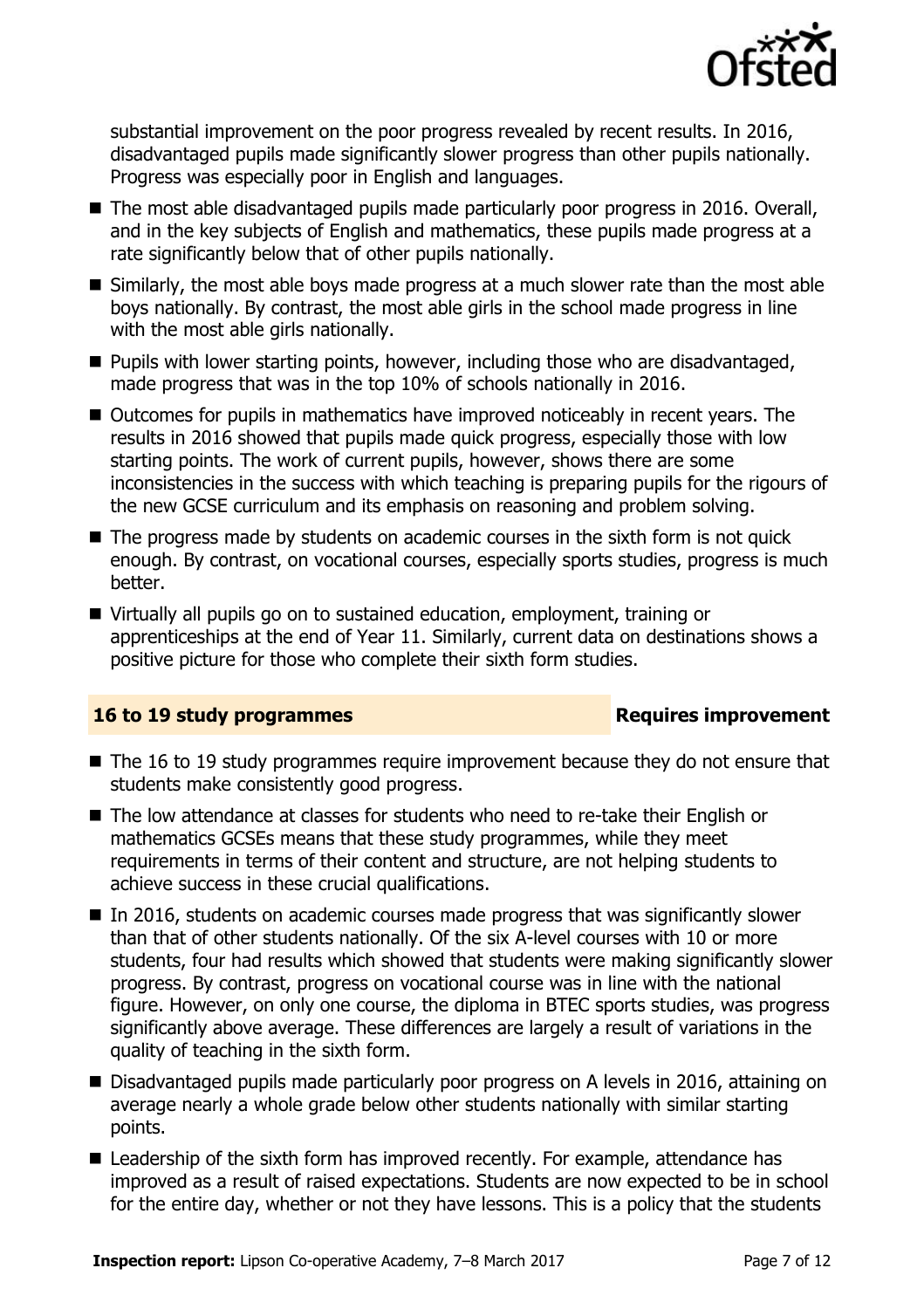substantial improvement on the poor progress revealed by recent results. In 2016, disadvantaged pupils made significantly slower progress than other pupils nationally. Progress was especially poor in English and languages.

- The most able disadvantaged pupils made particularly poor progress in 2016. Overall, and in the key subjects of English and mathematics, these pupils made progress at a rate significantly below that of other pupils nationally.
- Similarly, the most able boys made progress at a much slower rate than the most able boys nationally. By contrast, the most able girls in the school made progress in line with the most able girls nationally.
- Pupils with lower starting points, however, including those who are disadvantaged, made progress that was in the top 10% of schools nationally in 2016.
- Outcomes for pupils in mathematics have improved noticeably in recent years. The results in 2016 showed that pupils made quick progress, especially those with low starting points. The work of current pupils, however, shows there are some inconsistencies in the success with which teaching is preparing pupils for the rigours of the new GCSE curriculum and its emphasis on reasoning and problem solving.
- The progress made by students on academic courses in the sixth form is not quick enough. By contrast, on vocational courses, especially sports studies, progress is much better.
- Virtually all pupils go on to sustained education, employment, training or apprenticeships at the end of Year 11. Similarly, current data on destinations shows a positive picture for those who complete their sixth form studies.

## 16 to 19 study programmes — Requires improvement

- The 16 to 19 study programmes require improvement because they do not ensure that students make consistently good progress.
- The low attendance at classes for students who need to re-take their English or mathematics GCSEs means that these study programmes, while they meet requirements in terms of their content and structure, are not helping students to achieve success in these crucial qualifications.
- In 2016, students on academic courses made progress that was significantly slower than that of other students nationally. Of the six A-level courses with 10 or more students, four had results which showed that students were making significantly slower progress. By contrast, progress on vocational course was in line with the national figure. However, on only one course, the diploma in BTEC sports studies, was progress significantly above average. These differences are largely a result of variations in the quality of teaching in the sixth form.
- Disadvantaged pupils made particularly poor progress on A levels in 2016, attaining on average nearly a whole grade below other students nationally with similar starting points.
- Leadership of the sixth form has improved recently. For example, attendance has improved as a result of raised expectations. Students are now expected to be in school for the entire day, whether or not they have lessons. This is a policy that the students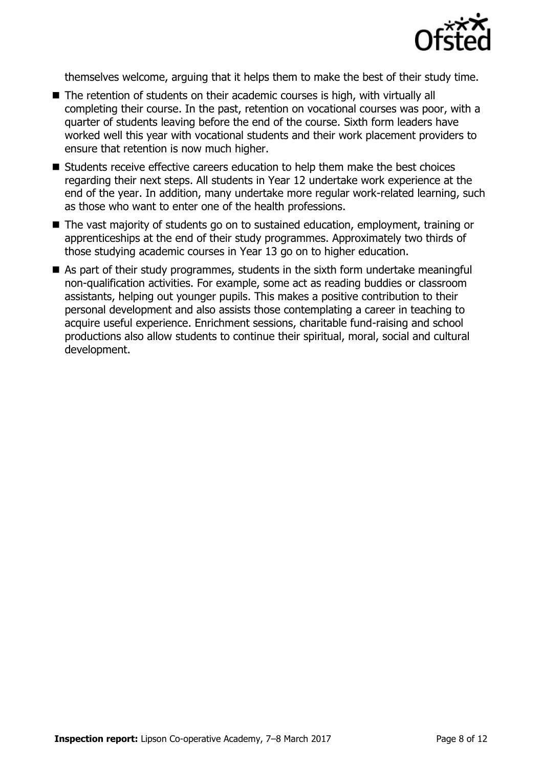themselves welcome, arguing that it helps them to make the best of their study time.

- The retention of students on their academic courses is high, with virtually all completing their course. In the past, retention on vocational courses was poor, with a quarter of students leaving before the end of the course. Sixth form leaders have worked well this year with vocational students and their work placement providers to ensure that retention is now much higher.
- Students receive effective careers education to help them make the best choices regarding their next steps. All students in Year 12 undertake work experience at the end of the year. In addition, many undertake more regular work-related learning, such as those who want to enter one of the health professions.
- The vast majority of students go on to sustained education, employment, training or apprenticeships at the end of their study programmes. Approximately two thirds of those studying academic courses in Year 13 go on to higher education.
- As part of their study programmes, students in the sixth form undertake meaningful non-qualification activities. For example, some act as reading buddies or classroom assistants, helping out younger pupils. This makes a positive contribution to their personal development and also assists those contemplating a career in teaching to acquire useful experience. Enrichment sessions, charitable fund-raising and school productions also allow students to continue their spiritual, moral, social and cultural development.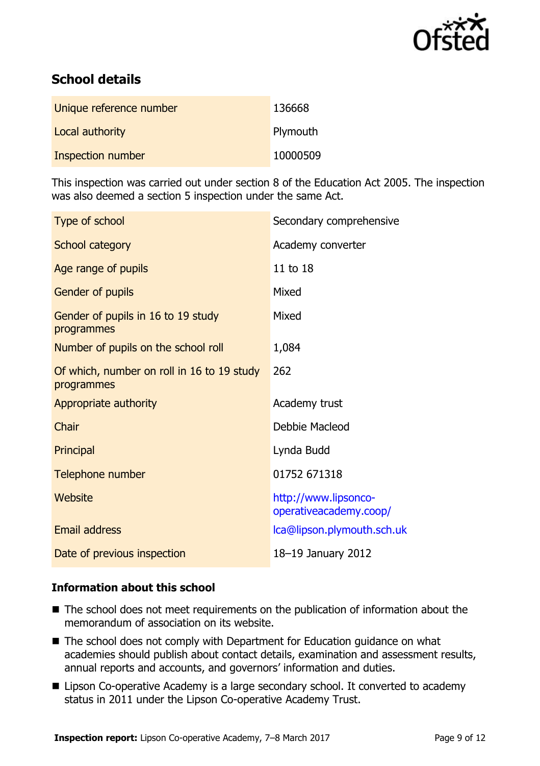## School details

| | |
|---|---|
| Unique reference number | 136668 |
| Local authority | Plymouth |
| Inspection number | 10000509 |

This inspection was carried out under section 8 of the Education Act 2005. The inspection was also deemed a section 5 inspection under the same Act.

| | |
|---|---|
| Type of school | Secondary comprehensive |
| School category | Academy converter |
| Age range of pupils | 11 to 18 |
| Gender of pupils | Mixed |
| Gender of pupils in 16 to 19 study programmes | Mixed |
| Number of pupils on the school roll | 1,084 |
| Of which, number on roll in 16 to 19 study programmes | 262 |
| Appropriate authority | Academy trust |
| Chair | Debbie Macleod |
| Principal | Lynda Budd |
| Telephone number | 01752 671318 |
| Website | http://www.lipsonco-operativeacademy.coop/ |
| Email address | lca@lipson.plymouth.sch.uk |
| Date of previous inspection | 18–19 January 2012 |

### Information about this school

- The school does not meet requirements on the publication of information about the memorandum of association on its website.
- The school does not comply with Department for Education guidance on what academies should publish about contact details, examination and assessment results, annual reports and accounts, and governors' information and duties.
- Lipson Co-operative Academy is a large secondary school. It converted to academy status in 2011 under the Lipson Co-operative Academy Trust.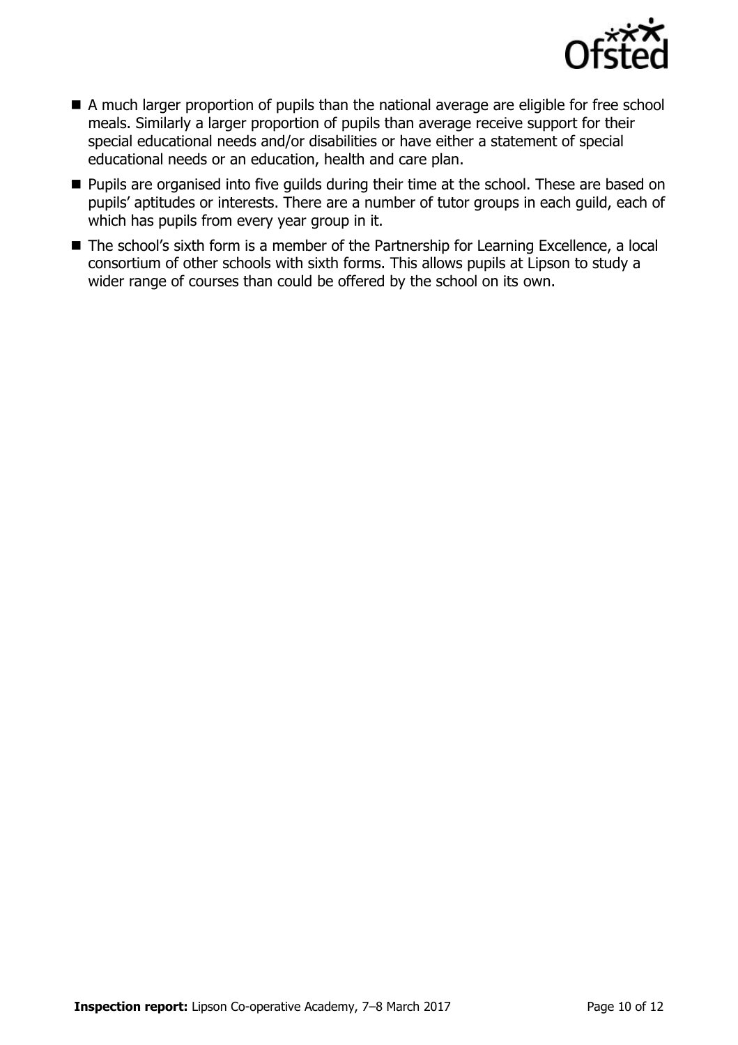- A much larger proportion of pupils than the national average are eligible for free school meals. Similarly a larger proportion of pupils than average receive support for their special educational needs and/or disabilities or have either a statement of special educational needs or an education, health and care plan.
- Pupils are organised into five guilds during their time at the school. These are based on pupils' aptitudes or interests. There are a number of tutor groups in each guild, each of which has pupils from every year group in it.
- The school's sixth form is a member of the Partnership for Learning Excellence, a local consortium of other schools with sixth forms. This allows pupils at Lipson to study a wider range of courses than could be offered by the school on its own.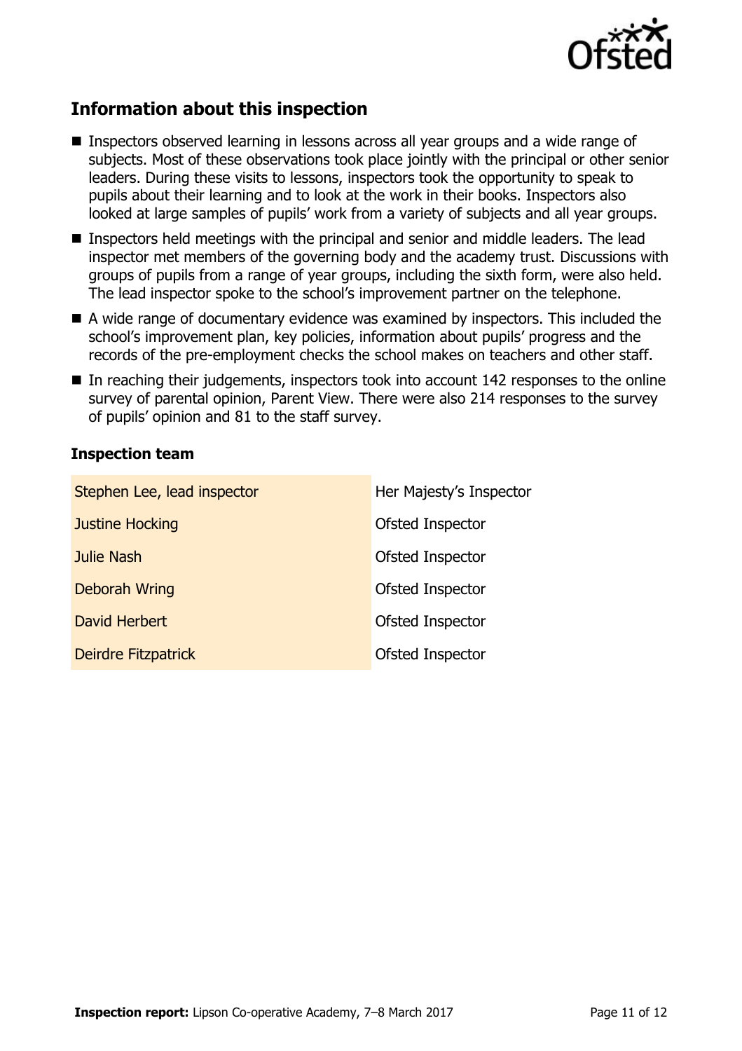## Information about this inspection

- Inspectors observed learning in lessons across all year groups and a wide range of subjects. Most of these observations took place jointly with the principal or other senior leaders. During these visits to lessons, inspectors took the opportunity to speak to pupils about their learning and to look at the work in their books. Inspectors also looked at large samples of pupils' work from a variety of subjects and all year groups.
- Inspectors held meetings with the principal and senior and middle leaders. The lead inspector met members of the governing body and the academy trust. Discussions with groups of pupils from a range of year groups, including the sixth form, were also held. The lead inspector spoke to the school's improvement partner on the telephone.
- A wide range of documentary evidence was examined by inspectors. This included the school's improvement plan, key policies, information about pupils' progress and the records of the pre-employment checks the school makes on teachers and other staff.
- In reaching their judgements, inspectors took into account 142 responses to the online survey of parental opinion, Parent View. There were also 214 responses to the survey of pupils' opinion and 81 to the staff survey.

### Inspection team

| | |
|---|---|
| Stephen Lee, lead inspector | Her Majesty's Inspector |
| Justine Hocking | Ofsted Inspector |
| Julie Nash | Ofsted Inspector |
| Deborah Wring | Ofsted Inspector |
| David Herbert | Ofsted Inspector |
| Deirdre Fitzpatrick | Ofsted Inspector |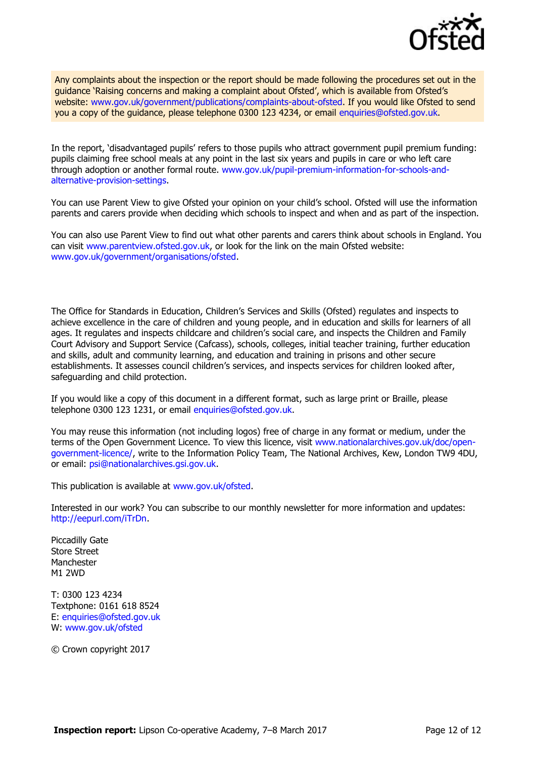Any complaints about the inspection or the report should be made following the procedures set out in the guidance 'Raising concerns and making a complaint about Ofsted', which is available from Ofsted's website: www.gov.uk/government/publications/complaints-about-ofsted. If you would like Ofsted to send you a copy of the guidance, please telephone 0300 123 4234, or email enquiries@ofsted.gov.uk.

In the report, 'disadvantaged pupils' refers to those pupils who attract government pupil premium funding: pupils claiming free school meals at any point in the last six years and pupils in care or who left care through adoption or another formal route. www.gov.uk/pupil-premium-information-for-schools-and-alternative-provision-settings.

You can use Parent View to give Ofsted your opinion on your child's school. Ofsted will use the information parents and carers provide when deciding which schools to inspect and when and as part of the inspection.

You can also use Parent View to find out what other parents and carers think about schools in England. You can visit www.parentview.ofsted.gov.uk, or look for the link on the main Ofsted website: www.gov.uk/government/organisations/ofsted.

The Office for Standards in Education, Children's Services and Skills (Ofsted) regulates and inspects to achieve excellence in the care of children and young people, and in education and skills for learners of all ages. It regulates and inspects childcare and children's social care, and inspects the Children and Family Court Advisory and Support Service (Cafcass), schools, colleges, initial teacher training, further education and skills, adult and community learning, and education and training in prisons and other secure establishments. It assesses council children's services, and inspects services for children looked after, safeguarding and child protection.

If you would like a copy of this document in a different format, such as large print or Braille, please telephone 0300 123 1231, or email enquiries@ofsted.gov.uk.

You may reuse this information (not including logos) free of charge in any format or medium, under the terms of the Open Government Licence. To view this licence, visit www.nationalarchives.gov.uk/doc/open-government-licence/, write to the Information Policy Team, The National Archives, Kew, London TW9 4DU, or email: psi@nationalarchives.gsi.gov.uk.

This publication is available at www.gov.uk/ofsted.

Interested in our work? You can subscribe to our monthly newsletter for more information and updates: http://eepurl.com/iTrDn.

Piccadilly Gate
Store Street
Manchester
M1 2WD

T: 0300 123 4234
Textphone: 0161 618 8524
E: enquiries@ofsted.gov.uk
W: www.gov.uk/ofsted

© Crown copyright 2017